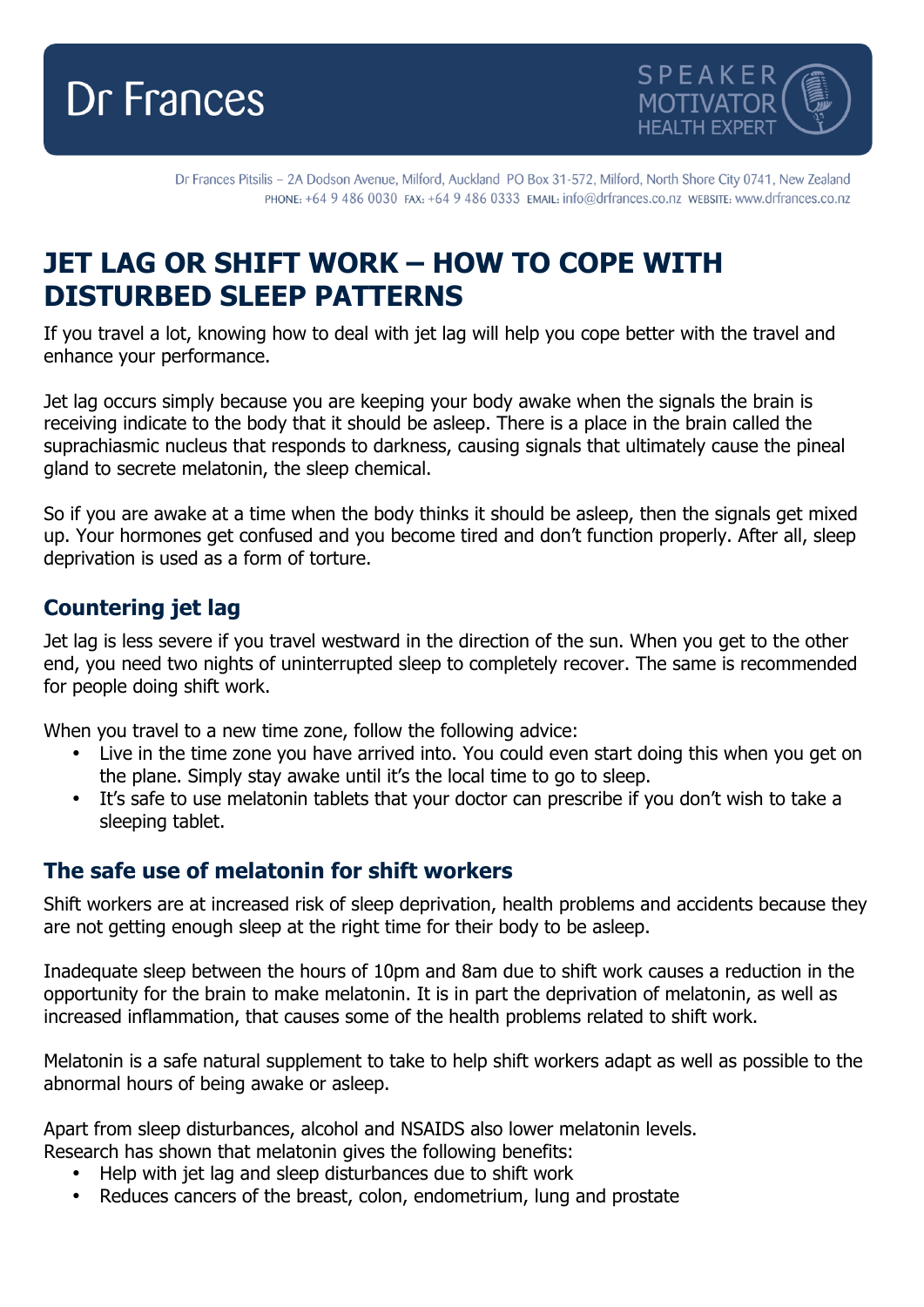Dr Frances

SPEAKER MOTIVATOR HEALTH EXPERT

Dr Frances Pitsilis – 2A Dodson Avenue, Milford, Auckland PO Box 31-572, Milford, North Shore City 0741, New Zealand
PHONE: +64 9 486 0030 FAX: +64 9 486 0333 EMAIL: info@drfrances.co.nz WEBSITE: www.drfrances.co.nz

# JET LAG OR SHIFT WORK – HOW TO COPE WITH DISTURBED SLEEP PATTERNS

If you travel a lot, knowing how to deal with jet lag will help you cope better with the travel and enhance your performance.

Jet lag occurs simply because you are keeping your body awake when the signals the brain is receiving indicate to the body that it should be asleep. There is a place in the brain called the suprachiasmic nucleus that responds to darkness, causing signals that ultimately cause the pineal gland to secrete melatonin, the sleep chemical.

So if you are awake at a time when the body thinks it should be asleep, then the signals get mixed up. Your hormones get confused and you become tired and don't function properly. After all, sleep deprivation is used as a form of torture.

## Countering jet lag

Jet lag is less severe if you travel westward in the direction of the sun. When you get to the other end, you need two nights of uninterrupted sleep to completely recover. The same is recommended for people doing shift work.

When you travel to a new time zone, follow the following advice:

- Live in the time zone you have arrived into. You could even start doing this when you get on the plane. Simply stay awake until it's the local time to go to sleep.
- It's safe to use melatonin tablets that your doctor can prescribe if you don't wish to take a sleeping tablet.

## The safe use of melatonin for shift workers

Shift workers are at increased risk of sleep deprivation, health problems and accidents because they are not getting enough sleep at the right time for their body to be asleep.

Inadequate sleep between the hours of 10pm and 8am due to shift work causes a reduction in the opportunity for the brain to make melatonin. It is in part the deprivation of melatonin, as well as increased inflammation, that causes some of the health problems related to shift work.

Melatonin is a safe natural supplement to take to help shift workers adapt as well as possible to the abnormal hours of being awake or asleep.

Apart from sleep disturbances, alcohol and NSAIDS also lower melatonin levels.
Research has shown that melatonin gives the following benefits:

- Help with jet lag and sleep disturbances due to shift work
- Reduces cancers of the breast, colon, endometrium, lung and prostate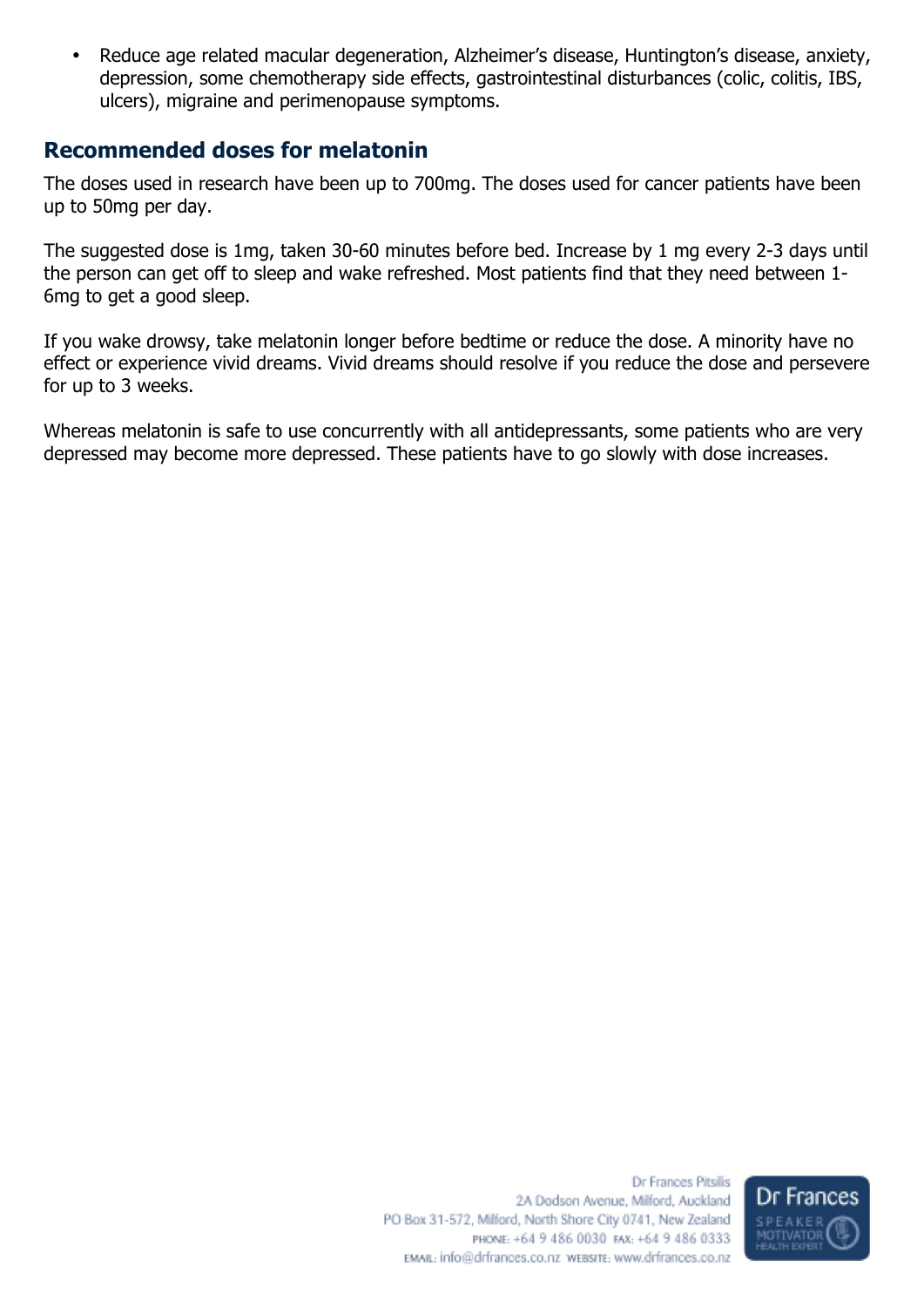- Reduce age related macular degeneration, Alzheimer's disease, Huntington's disease, anxiety, depression, some chemotherapy side effects, gastrointestinal disturbances (colic, colitis, IBS, ulcers), migraine and perimenopause symptoms.

## Recommended doses for melatonin

The doses used in research have been up to 700mg. The doses used for cancer patients have been up to 50mg per day.

The suggested dose is 1mg, taken 30-60 minutes before bed. Increase by 1 mg every 2-3 days until the person can get off to sleep and wake refreshed. Most patients find that they need between 1-6mg to get a good sleep.

If you wake drowsy, take melatonin longer before bedtime or reduce the dose. A minority have no effect or experience vivid dreams. Vivid dreams should resolve if you reduce the dose and persevere for up to 3 weeks.

Whereas melatonin is safe to use concurrently with all antidepressants, some patients who are very depressed may become more depressed. These patients have to go slowly with dose increases.